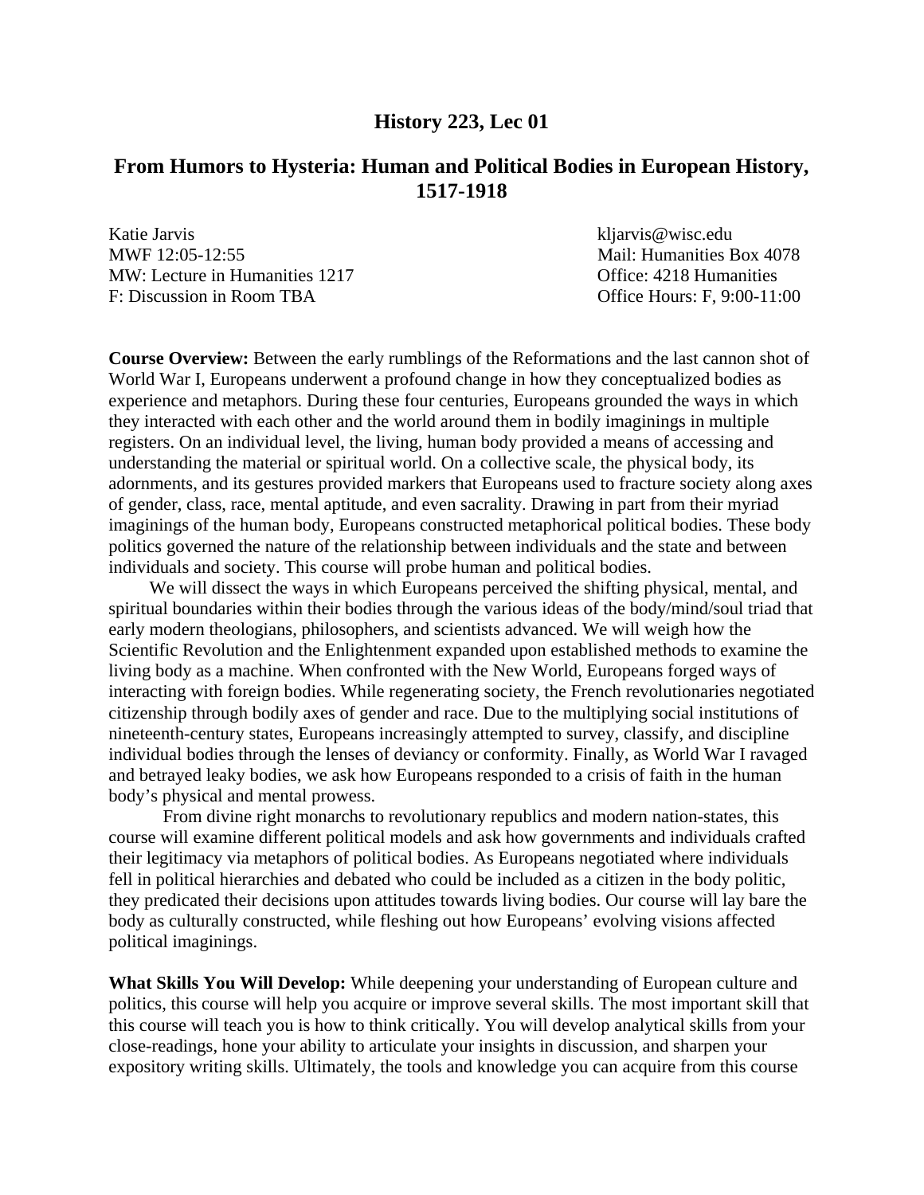# History 223, Lec 01

## From Humors to Hysteria: Human and Political Bodies in European History, 1517-1918

Katie Jarvis
MWF 12:05-12:55
MW: Lecture in Humanities 1217
F: Discussion in Room TBA

kljarvis@wisc.edu
Mail: Humanities Box 4078
Office: 4218 Humanities
Office Hours: F, 9:00-11:00

**Course Overview:** Between the early rumblings of the Reformations and the last cannon shot of World War I, Europeans underwent a profound change in how they conceptualized bodies as experience and metaphors. During these four centuries, Europeans grounded the ways in which they interacted with each other and the world around them in bodily imaginings in multiple registers. On an individual level, the living, human body provided a means of accessing and understanding the material or spiritual world. On a collective scale, the physical body, its adornments, and its gestures provided markers that Europeans used to fracture society along axes of gender, class, race, mental aptitude, and even sacrality. Drawing in part from their myriad imaginings of the human body, Europeans constructed metaphorical political bodies. These body politics governed the nature of the relationship between individuals and the state and between individuals and society. This course will probe human and political bodies.

We will dissect the ways in which Europeans perceived the shifting physical, mental, and spiritual boundaries within their bodies through the various ideas of the body/mind/soul triad that early modern theologians, philosophers, and scientists advanced. We will weigh how the Scientific Revolution and the Enlightenment expanded upon established methods to examine the living body as a machine. When confronted with the New World, Europeans forged ways of interacting with foreign bodies. While regenerating society, the French revolutionaries negotiated citizenship through bodily axes of gender and race. Due to the multiplying social institutions of nineteenth-century states, Europeans increasingly attempted to survey, classify, and discipline individual bodies through the lenses of deviancy or conformity. Finally, as World War I ravaged and betrayed leaky bodies, we ask how Europeans responded to a crisis of faith in the human body's physical and mental prowess.

From divine right monarchs to revolutionary republics and modern nation-states, this course will examine different political models and ask how governments and individuals crafted their legitimacy via metaphors of political bodies. As Europeans negotiated where individuals fell in political hierarchies and debated who could be included as a citizen in the body politic, they predicated their decisions upon attitudes towards living bodies. Our course will lay bare the body as culturally constructed, while fleshing out how Europeans' evolving visions affected political imaginings.

**What Skills You Will Develop:** While deepening your understanding of European culture and politics, this course will help you acquire or improve several skills. The most important skill that this course will teach you is how to think critically. You will develop analytical skills from your close-readings, hone your ability to articulate your insights in discussion, and sharpen your expository writing skills. Ultimately, the tools and knowledge you can acquire from this course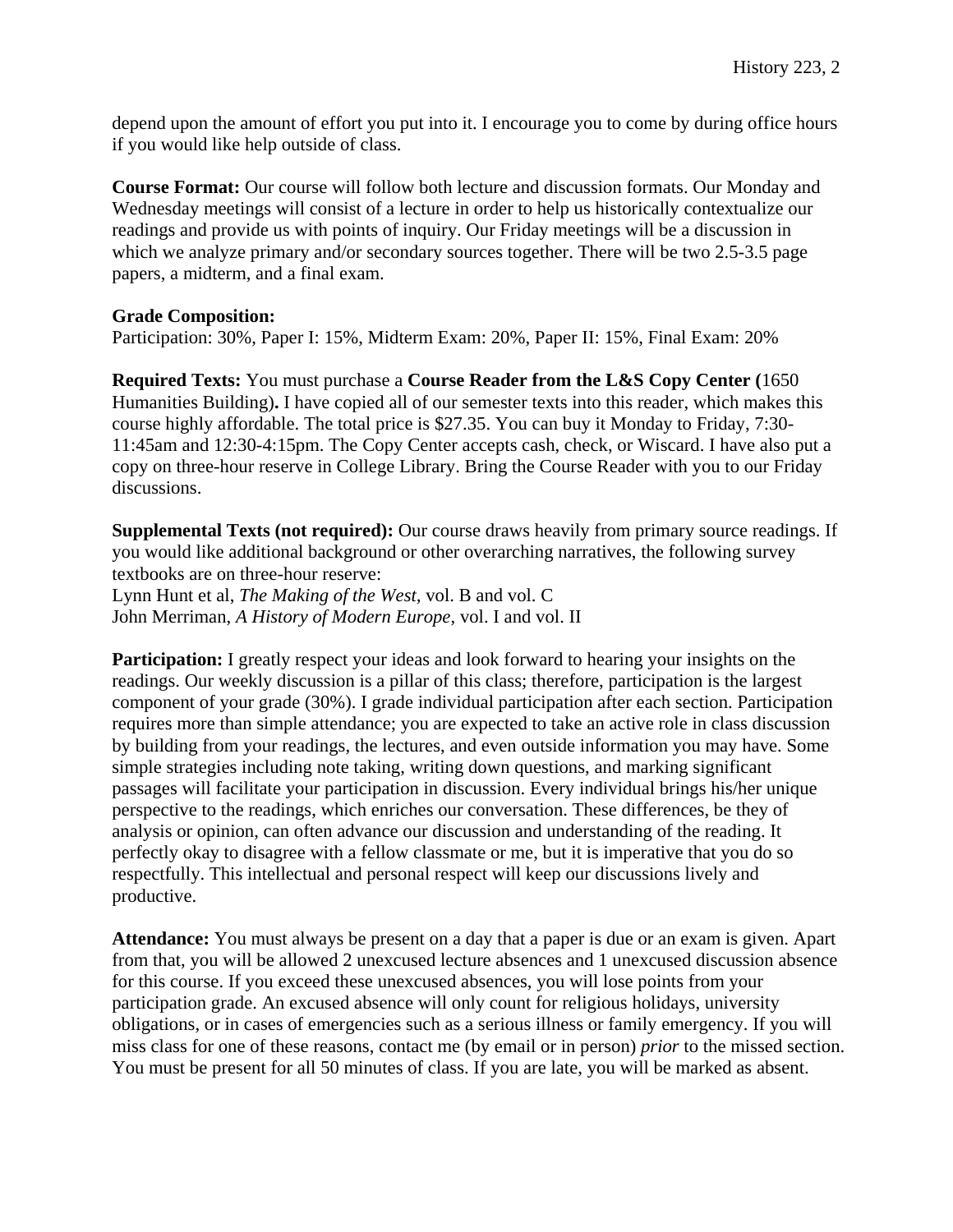depend upon the amount of effort you put into it. I encourage you to come by during office hours if you would like help outside of class.

**Course Format:** Our course will follow both lecture and discussion formats. Our Monday and Wednesday meetings will consist of a lecture in order to help us historically contextualize our readings and provide us with points of inquiry. Our Friday meetings will be a discussion in which we analyze primary and/or secondary sources together. There will be two 2.5-3.5 page papers, a midterm, and a final exam.

**Grade Composition:**
Participation: 30%, Paper I: 15%, Midterm Exam: 20%, Paper II: 15%, Final Exam: 20%

**Required Texts:** You must purchase a **Course Reader from the L&S Copy Center (**1650 Humanities Building)**.** I have copied all of our semester texts into this reader, which makes this course highly affordable. The total price is $27.35. You can buy it Monday to Friday, 7:30-11:45am and 12:30-4:15pm. The Copy Center accepts cash, check, or Wiscard. I have also put a copy on three-hour reserve in College Library. Bring the Course Reader with you to our Friday discussions.

**Supplemental Texts (not required):** Our course draws heavily from primary source readings. If you would like additional background or other overarching narratives, the following survey textbooks are on three-hour reserve:
Lynn Hunt et al, *The Making of the West,* vol. B and vol. C
John Merriman, *A History of Modern Europe*, vol. I and vol. II

**Participation:** I greatly respect your ideas and look forward to hearing your insights on the readings. Our weekly discussion is a pillar of this class; therefore, participation is the largest component of your grade (30%). I grade individual participation after each section. Participation requires more than simple attendance; you are expected to take an active role in class discussion by building from your readings, the lectures, and even outside information you may have. Some simple strategies including note taking, writing down questions, and marking significant passages will facilitate your participation in discussion. Every individual brings his/her unique perspective to the readings, which enriches our conversation. These differences, be they of analysis or opinion, can often advance our discussion and understanding of the reading. It perfectly okay to disagree with a fellow classmate or me, but it is imperative that you do so respectfully. This intellectual and personal respect will keep our discussions lively and productive.

**Attendance:** You must always be present on a day that a paper is due or an exam is given. Apart from that, you will be allowed 2 unexcused lecture absences and 1 unexcused discussion absence for this course. If you exceed these unexcused absences, you will lose points from your participation grade. An excused absence will only count for religious holidays, university obligations, or in cases of emergencies such as a serious illness or family emergency. If you will miss class for one of these reasons, contact me (by email or in person) *prior* to the missed section. You must be present for all 50 minutes of class. If you are late, you will be marked as absent.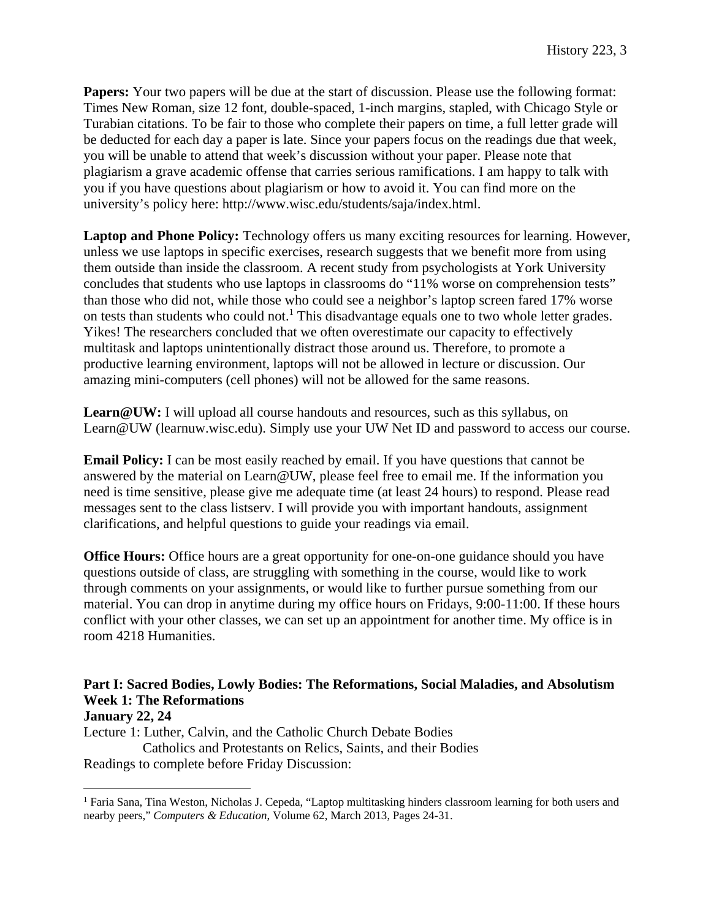**Papers:** Your two papers will be due at the start of discussion. Please use the following format: Times New Roman, size 12 font, double-spaced, 1-inch margins, stapled, with Chicago Style or Turabian citations. To be fair to those who complete their papers on time, a full letter grade will be deducted for each day a paper is late. Since your papers focus on the readings due that week, you will be unable to attend that week's discussion without your paper. Please note that plagiarism a grave academic offense that carries serious ramifications. I am happy to talk with you if you have questions about plagiarism or how to avoid it. You can find more on the university's policy here: http://www.wisc.edu/students/saja/index.html.

**Laptop and Phone Policy:** Technology offers us many exciting resources for learning. However, unless we use laptops in specific exercises, research suggests that we benefit more from using them outside than inside the classroom. A recent study from psychologists at York University concludes that students who use laptops in classrooms do "11% worse on comprehension tests" than those who did not, while those who could see a neighbor's laptop screen fared 17% worse on tests than students who could not.[1] This disadvantage equals one to two whole letter grades. Yikes! The researchers concluded that we often overestimate our capacity to effectively multitask and laptops unintentionally distract those around us. Therefore, to promote a productive learning environment, laptops will not be allowed in lecture or discussion. Our amazing mini-computers (cell phones) will not be allowed for the same reasons.

**Learn@UW:** I will upload all course handouts and resources, such as this syllabus, on Learn@UW (learnuw.wisc.edu). Simply use your UW Net ID and password to access our course.

**Email Policy:** I can be most easily reached by email. If you have questions that cannot be answered by the material on Learn@UW, please feel free to email me. If the information you need is time sensitive, please give me adequate time (at least 24 hours) to respond. Please read messages sent to the class listserv. I will provide you with important handouts, assignment clarifications, and helpful questions to guide your readings via email.

**Office Hours:** Office hours are a great opportunity for one-on-one guidance should you have questions outside of class, are struggling with something in the course, would like to work through comments on your assignments, or would like to further pursue something from our material. You can drop in anytime during my office hours on Fridays, 9:00-11:00. If these hours conflict with your other classes, we can set up an appointment for another time. My office is in room 4218 Humanities.

## Part I: Sacred Bodies, Lowly Bodies: The Reformations, Social Maladies, and Absolutism

### Week 1: The Reformations

**January 22, 24**

Lecture 1: Luther, Calvin, and the Catholic Church Debate Bodies
    Catholics and Protestants on Relics, Saints, and their Bodies

Readings to complete before Friday Discussion:

---

[1] Faria Sana, Tina Weston, Nicholas J. Cepeda, "Laptop multitasking hinders classroom learning for both users and nearby peers," *Computers & Education*, Volume 62, March 2013, Pages 24-31.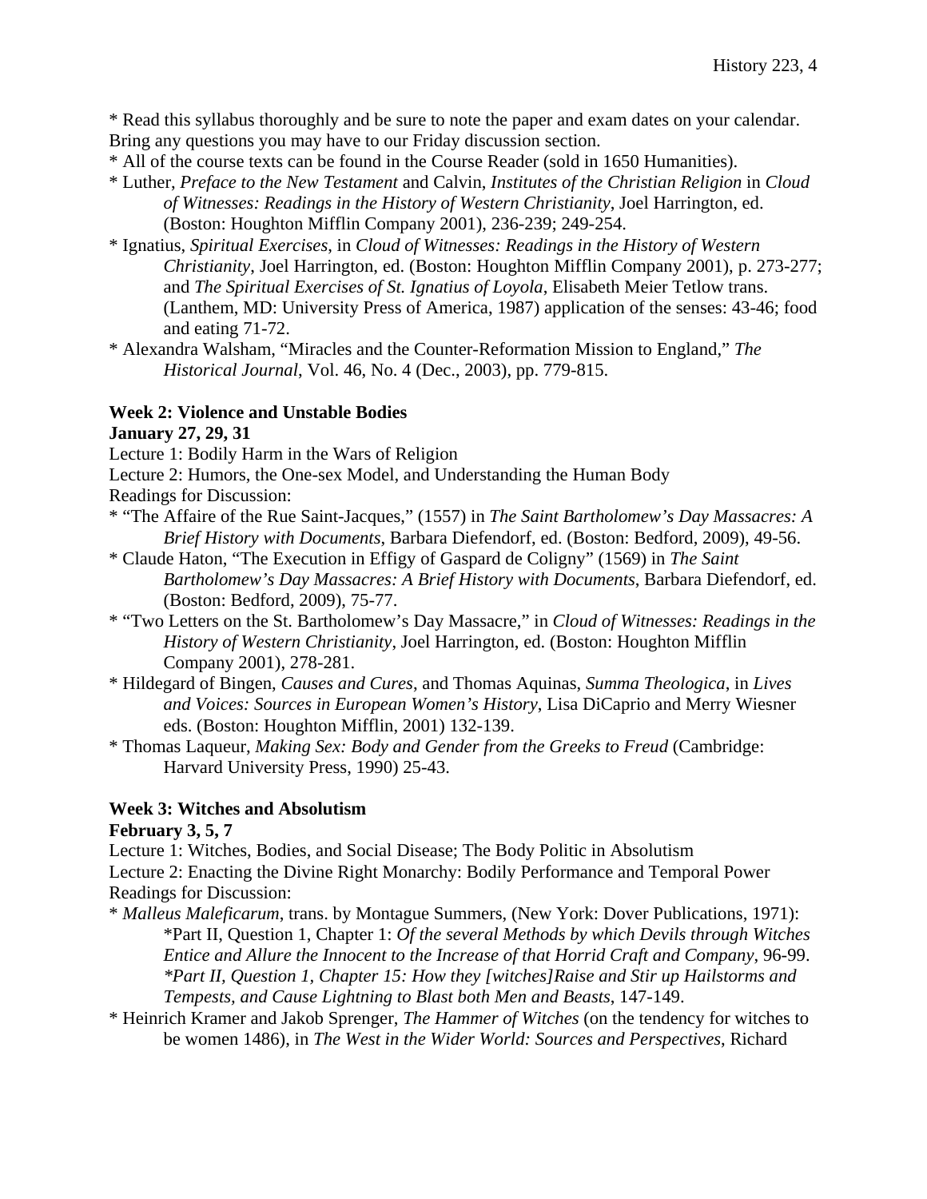* Read this syllabus thoroughly and be sure to note the paper and exam dates on your calendar. Bring any questions you may have to our Friday discussion section.
* All of the course texts can be found in the Course Reader (sold in 1650 Humanities).
* Luther, *Preface to the New Testament* and Calvin, *Institutes of the Christian Religion* in *Cloud of Witnesses: Readings in the History of Western Christianity*, Joel Harrington, ed. (Boston: Houghton Mifflin Company 2001), 236-239; 249-254.
* Ignatius, *Spiritual Exercises*, in *Cloud of Witnesses: Readings in the History of Western Christianity*, Joel Harrington, ed. (Boston: Houghton Mifflin Company 2001), p. 273-277; and *The Spiritual Exercises of St. Ignatius of Loyola*, Elisabeth Meier Tetlow trans. (Lanthem, MD: University Press of America, 1987) application of the senses: 43-46; food and eating 71-72.
* Alexandra Walsham, "Miracles and the Counter-Reformation Mission to England," *The Historical Journal*, Vol. 46, No. 4 (Dec., 2003), pp. 779-815.

**Week 2: Violence and Unstable Bodies**
**January 27, 29, 31**

Lecture 1: Bodily Harm in the Wars of Religion
Lecture 2: Humors, the One-sex Model, and Understanding the Human Body
Readings for Discussion:

* "The Affaire of the Rue Saint-Jacques," (1557) in *The Saint Bartholomew's Day Massacres: A Brief History with Documents*, Barbara Diefendorf, ed. (Boston: Bedford, 2009), 49-56.
* Claude Haton, "The Execution in Effigy of Gaspard de Coligny" (1569) in *The Saint Bartholomew's Day Massacres: A Brief History with Documents*, Barbara Diefendorf, ed. (Boston: Bedford, 2009), 75-77.
* "Two Letters on the St. Bartholomew's Day Massacre," in *Cloud of Witnesses: Readings in the History of Western Christianity*, Joel Harrington, ed. (Boston: Houghton Mifflin Company 2001), 278-281.
* Hildegard of Bingen, *Causes and Cures*, and Thomas Aquinas, *Summa Theologica*, in *Lives and Voices: Sources in European Women's History*, Lisa DiCaprio and Merry Wiesner eds. (Boston: Houghton Mifflin, 2001) 132-139.
* Thomas Laqueur, *Making Sex: Body and Gender from the Greeks to Freud* (Cambridge: Harvard University Press, 1990) 25-43.

**Week 3: Witches and Absolutism**
**February 3, 5, 7**

Lecture 1: Witches, Bodies, and Social Disease; The Body Politic in Absolutism
Lecture 2: Enacting the Divine Right Monarchy: Bodily Performance and Temporal Power
Readings for Discussion:

* *Malleus Maleficarum*, trans. by Montague Summers, (New York: Dover Publications, 1971):
  *Part II, Question 1, Chapter 1: *Of the several Methods by which Devils through Witches Entice and Allure the Innocent to the Increase of that Horrid Craft and Company*, 96-99.
  *\*Part II, Question 1, Chapter 15: How they [witches]Raise and Stir up Hailstorms and Tempests, and Cause Lightning to Blast both Men and Beasts*, 147-149.
* Heinrich Kramer and Jakob Sprenger, *The Hammer of Witches* (on the tendency for witches to be women 1486), in *The West in the Wider World: Sources and Perspectives*, Richard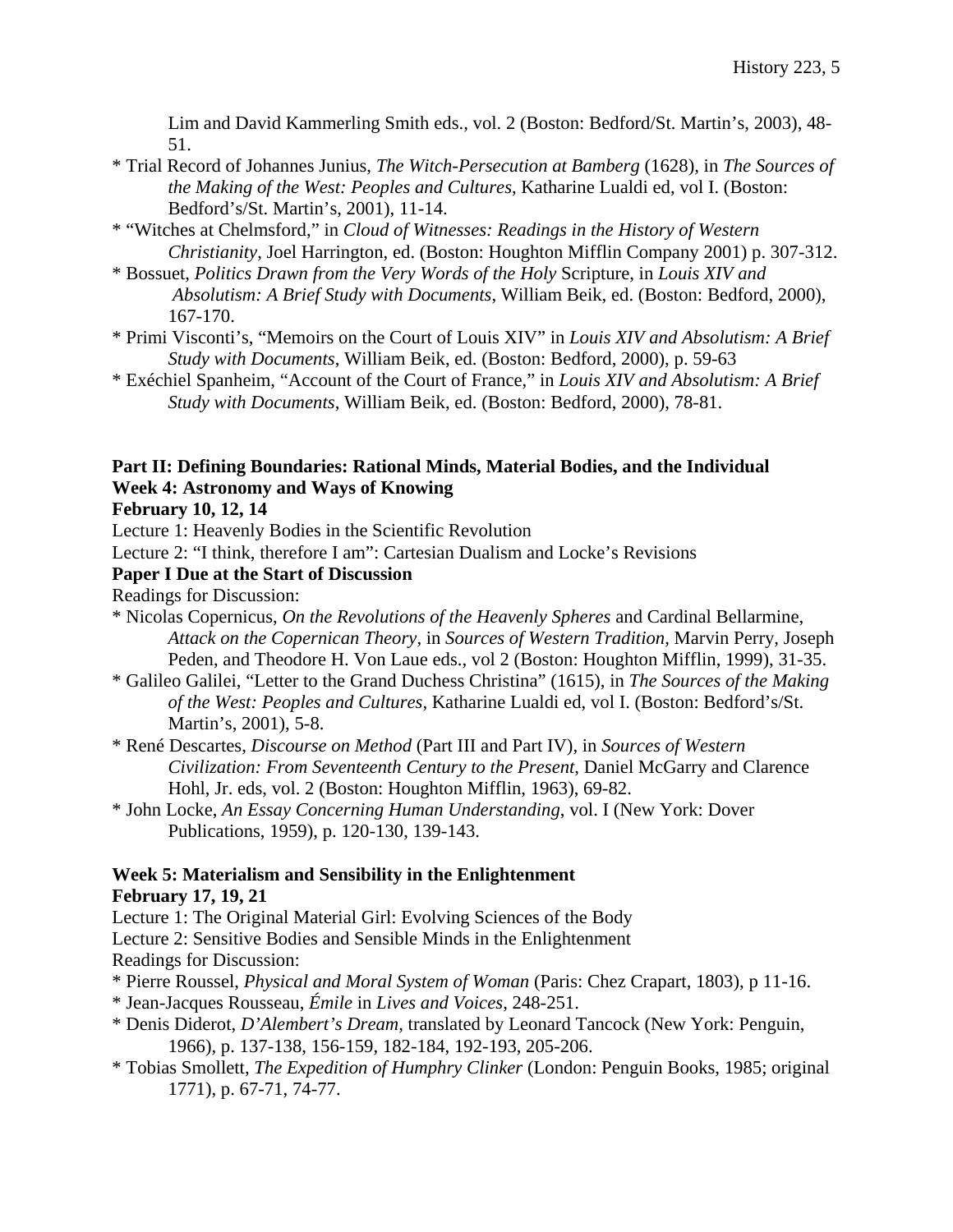Lim and David Kammerling Smith eds., vol. 2 (Boston: Bedford/St. Martin's, 2003), 48-51.

* Trial Record of Johannes Junius, *The Witch-Persecution at Bamberg* (1628), in *The Sources of the Making of the West: Peoples and Cultures*, Katharine Lualdi ed, vol I. (Boston: Bedford's/St. Martin's, 2001), 11-14.
* "Witches at Chelmsford," in *Cloud of Witnesses: Readings in the History of Western Christianity*, Joel Harrington, ed. (Boston: Houghton Mifflin Company 2001) p. 307-312.
* Bossuet, *Politics Drawn from the Very Words of the Holy* Scripture, in *Louis XIV and Absolutism: A Brief Study with Documents*, William Beik, ed. (Boston: Bedford, 2000), 167-170.
* Primi Visconti's, "Memoirs on the Court of Louis XIV" in *Louis XIV and Absolutism: A Brief Study with Documents*, William Beik, ed. (Boston: Bedford, 2000), p. 59-63
* Exéchiel Spanheim, "Account of the Court of France," in *Louis XIV and Absolutism: A Brief Study with Documents*, William Beik, ed. (Boston: Bedford, 2000), 78-81.

**Part II: Defining Boundaries: Rational Minds, Material Bodies, and the Individual**
**Week 4: Astronomy and Ways of Knowing**
**February 10, 12, 14**

Lecture 1: Heavenly Bodies in the Scientific Revolution

Lecture 2: "I think, therefore I am": Cartesian Dualism and Locke's Revisions

**Paper I Due at the Start of Discussion**

Readings for Discussion:

* Nicolas Copernicus, *On the Revolutions of the Heavenly Spheres* and Cardinal Bellarmine, *Attack on the Copernican Theory*, in *Sources of Western Tradition*, Marvin Perry, Joseph Peden, and Theodore H. Von Laue eds., vol 2 (Boston: Houghton Mifflin, 1999), 31-35.
* Galileo Galilei, "Letter to the Grand Duchess Christina" (1615), in *The Sources of the Making of the West: Peoples and Cultures*, Katharine Lualdi ed, vol I. (Boston: Bedford's/St. Martin's, 2001), 5-8.
* René Descartes, *Discourse on Method* (Part III and Part IV), in *Sources of Western Civilization: From Seventeenth Century to the Present*, Daniel McGarry and Clarence Hohl, Jr. eds, vol. 2 (Boston: Houghton Mifflin, 1963), 69-82.
* John Locke, *An Essay Concerning Human Understanding*, vol. I (New York: Dover Publications, 1959), p. 120-130, 139-143.

**Week 5: Materialism and Sensibility in the Enlightenment**
**February 17, 19, 21**

Lecture 1: The Original Material Girl: Evolving Sciences of the Body

Lecture 2: Sensitive Bodies and Sensible Minds in the Enlightenment

Readings for Discussion:

* Pierre Roussel, *Physical and Moral System of Woman* (Paris: Chez Crapart, 1803), p 11-16.
* Jean-Jacques Rousseau, *Émile* in *Lives and Voices*, 248-251.
* Denis Diderot, *D'Alembert's Dream*, translated by Leonard Tancock (New York: Penguin, 1966), p. 137-138, 156-159, 182-184, 192-193, 205-206.
* Tobias Smollett, *The Expedition of Humphry Clinker* (London: Penguin Books, 1985; original 1771), p. 67-71, 74-77.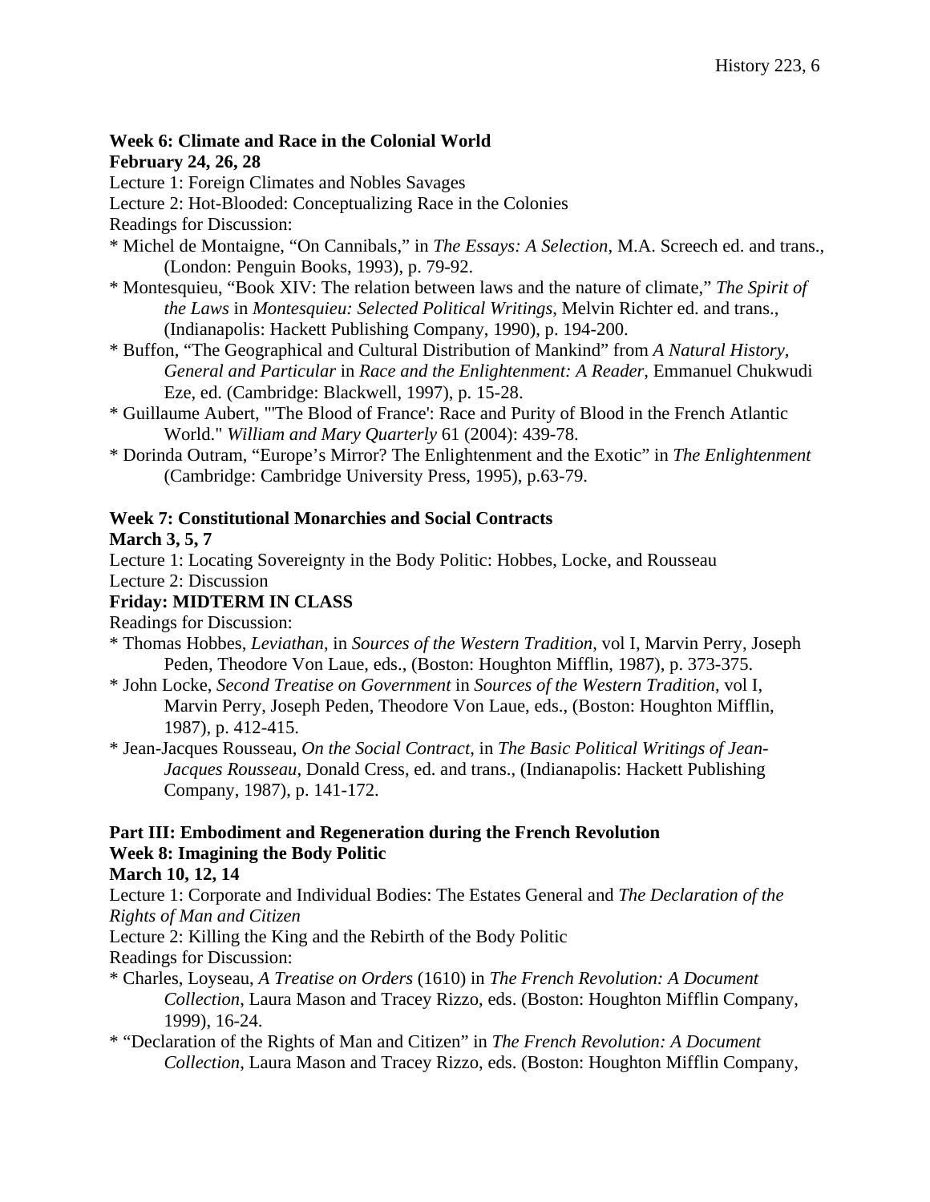**Week 6: Climate and Race in the Colonial World**
**February 24, 26, 28**

Lecture 1: Foreign Climates and Nobles Savages
Lecture 2: Hot-Blooded: Conceptualizing Race in the Colonies
Readings for Discussion:

* Michel de Montaigne, "On Cannibals," in *The Essays: A Selection*, M.A. Screech ed. and trans., (London: Penguin Books, 1993), p. 79-92.
* Montesquieu, "Book XIV: The relation between laws and the nature of climate," *The Spirit of the Laws* in *Montesquieu: Selected Political Writings*, Melvin Richter ed. and trans., (Indianapolis: Hackett Publishing Company, 1990), p. 194-200.
* Buffon, "The Geographical and Cultural Distribution of Mankind" from *A Natural History, General and Particular* in *Race and the Enlightenment: A Reader*, Emmanuel Chukwudi Eze, ed. (Cambridge: Blackwell, 1997), p. 15-28.
* Guillaume Aubert, "'The Blood of France': Race and Purity of Blood in the French Atlantic World." *William and Mary Quarterly* 61 (2004): 439-78.
* Dorinda Outram, "Europe's Mirror? The Enlightenment and the Exotic" in *The Enlightenment* (Cambridge: Cambridge University Press, 1995), p.63-79.

**Week 7: Constitutional Monarchies and Social Contracts**
**March 3, 5, 7**

Lecture 1: Locating Sovereignty in the Body Politic: Hobbes, Locke, and Rousseau
Lecture 2: Discussion
**Friday: MIDTERM IN CLASS**
Readings for Discussion:

* Thomas Hobbes, *Leviathan*, in *Sources of the Western Tradition*, vol I, Marvin Perry, Joseph Peden, Theodore Von Laue, eds., (Boston: Houghton Mifflin, 1987), p. 373-375.
* John Locke, *Second Treatise on Government* in *Sources of the Western Tradition*, vol I, Marvin Perry, Joseph Peden, Theodore Von Laue, eds., (Boston: Houghton Mifflin, 1987), p. 412-415.
* Jean-Jacques Rousseau, *On the Social Contract*, in *The Basic Political Writings of Jean-Jacques Rousseau*, Donald Cress, ed. and trans., (Indianapolis: Hackett Publishing Company, 1987), p. 141-172.

**Part III: Embodiment and Regeneration during the French Revolution**
**Week 8: Imagining the Body Politic**
**March 10, 12, 14**

Lecture 1: Corporate and Individual Bodies: The Estates General and *The Declaration of the Rights of Man and Citizen*
Lecture 2: Killing the King and the Rebirth of the Body Politic
Readings for Discussion:

* Charles, Loyseau, *A Treatise on Orders* (1610) in *The French Revolution: A Document Collection*, Laura Mason and Tracey Rizzo, eds. (Boston: Houghton Mifflin Company, 1999), 16-24.
* "Declaration of the Rights of Man and Citizen" in *The French Revolution: A Document Collection*, Laura Mason and Tracey Rizzo, eds. (Boston: Houghton Mifflin Company,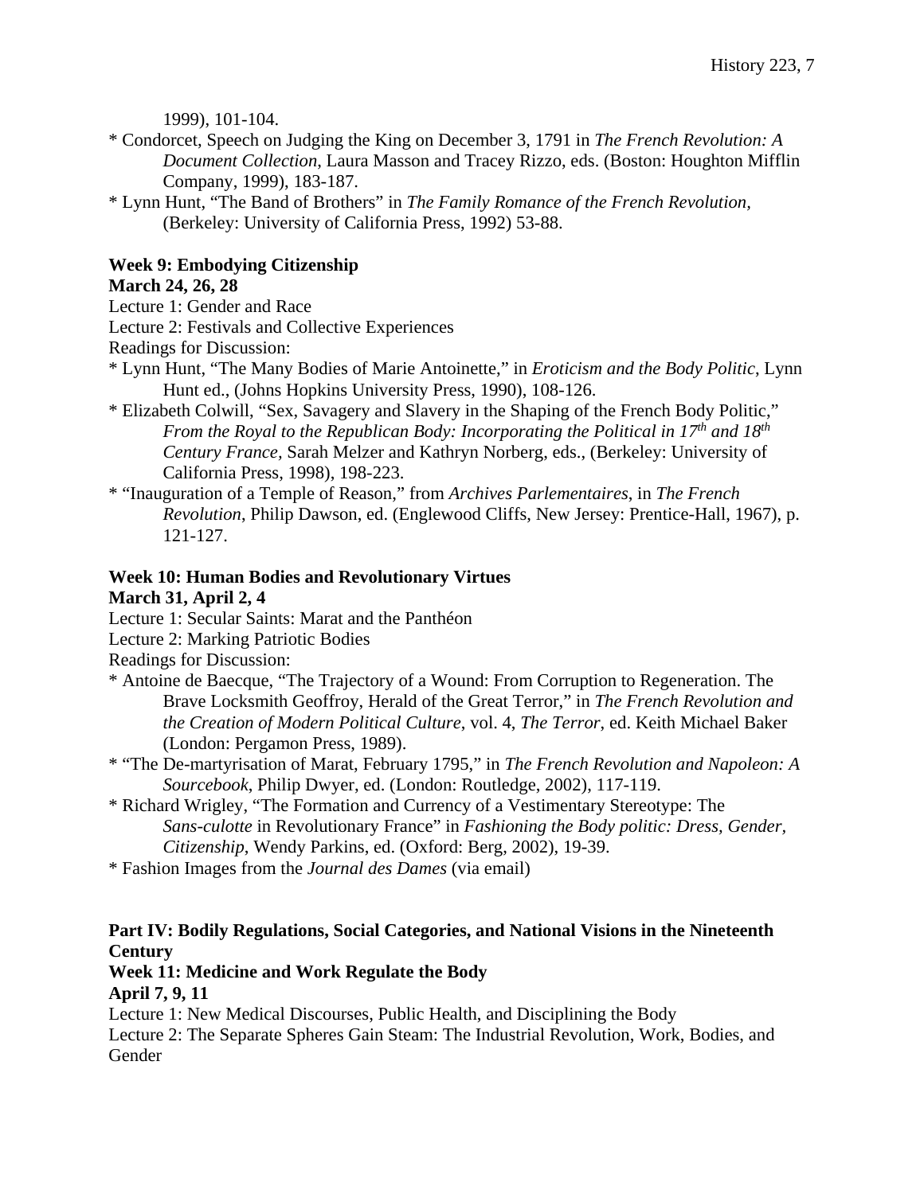1999), 101-104.

* Condorcet, Speech on Judging the King on December 3, 1791 in *The French Revolution: A Document Collection*, Laura Masson and Tracey Rizzo, eds. (Boston: Houghton Mifflin Company, 1999), 183-187.
* Lynn Hunt, "The Band of Brothers" in *The Family Romance of the French Revolution,* (Berkeley: University of California Press, 1992) 53-88.

**Week 9: Embodying Citizenship**
**March 24, 26, 28**

Lecture 1: Gender and Race
Lecture 2: Festivals and Collective Experiences
Readings for Discussion:

* Lynn Hunt, "The Many Bodies of Marie Antoinette," in *Eroticism and the Body Politic*, Lynn Hunt ed., (Johns Hopkins University Press, 1990), 108-126.
* Elizabeth Colwill, "Sex, Savagery and Slavery in the Shaping of the French Body Politic," *From the Royal to the Republican Body: Incorporating the Political in 17th and 18th Century France,* Sarah Melzer and Kathryn Norberg, eds., (Berkeley: University of California Press, 1998), 198-223.
* "Inauguration of a Temple of Reason," from *Archives Parlementaires*, in *The French Revolution*, Philip Dawson, ed. (Englewood Cliffs, New Jersey: Prentice-Hall, 1967), p. 121-127.

**Week 10: Human Bodies and Revolutionary Virtues**
**March 31, April 2, 4**

Lecture 1: Secular Saints: Marat and the Panthéon
Lecture 2: Marking Patriotic Bodies
Readings for Discussion:

* Antoine de Baecque, "The Trajectory of a Wound: From Corruption to Regeneration. The Brave Locksmith Geoffroy, Herald of the Great Terror," in *The French Revolution and the Creation of Modern Political Culture*, vol. 4, *The Terror*, ed. Keith Michael Baker (London: Pergamon Press, 1989).
* "The De-martyrisation of Marat, February 1795," in *The French Revolution and Napoleon: A Sourcebook*, Philip Dwyer, ed. (London: Routledge, 2002), 117-119.
* Richard Wrigley, "The Formation and Currency of a Vestimentary Stereotype: The *Sans-culotte* in Revolutionary France" in *Fashioning the Body politic: Dress, Gender, Citizenship*, Wendy Parkins, ed. (Oxford: Berg, 2002), 19-39.
* Fashion Images from the *Journal des Dames* (via email)

**Part IV: Bodily Regulations, Social Categories, and National Visions in the Nineteenth Century**
**Week 11: Medicine and Work Regulate the Body**
**April 7, 9, 11**

Lecture 1: New Medical Discourses, Public Health, and Disciplining the Body
Lecture 2: The Separate Spheres Gain Steam: The Industrial Revolution, Work, Bodies, and Gender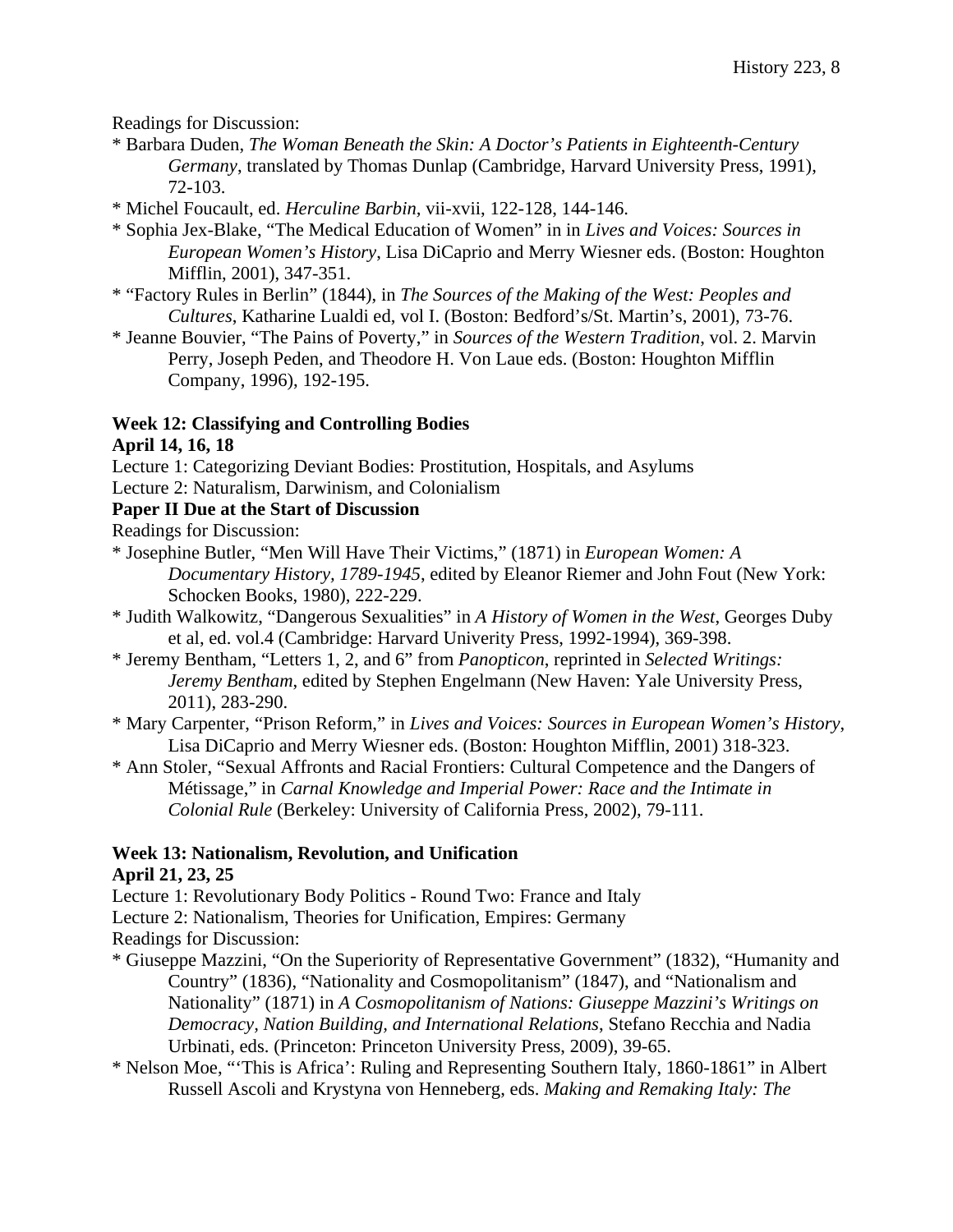Readings for Discussion:

* Barbara Duden, *The Woman Beneath the Skin: A Doctor's Patients in Eighteenth-Century Germany*, translated by Thomas Dunlap (Cambridge, Harvard University Press, 1991), 72-103.
* Michel Foucault, ed. *Herculine Barbin*, vii-xvii, 122-128, 144-146.
* Sophia Jex-Blake, "The Medical Education of Women" in in *Lives and Voices: Sources in European Women's History*, Lisa DiCaprio and Merry Wiesner eds. (Boston: Houghton Mifflin, 2001), 347-351.
* "Factory Rules in Berlin" (1844), in *The Sources of the Making of the West: Peoples and Cultures*, Katharine Lualdi ed, vol I. (Boston: Bedford's/St. Martin's, 2001), 73-76.
* Jeanne Bouvier, "The Pains of Poverty," in *Sources of the Western Tradition*, vol. 2. Marvin Perry, Joseph Peden, and Theodore H. Von Laue eds. (Boston: Houghton Mifflin Company, 1996), 192-195.

**Week 12: Classifying and Controlling Bodies**

**April 14, 16, 18**

Lecture 1: Categorizing Deviant Bodies: Prostitution, Hospitals, and Asylums

Lecture 2: Naturalism, Darwinism, and Colonialism

**Paper II Due at the Start of Discussion**

Readings for Discussion:

* Josephine Butler, "Men Will Have Their Victims," (1871) in *European Women: A Documentary History, 1789-1945*, edited by Eleanor Riemer and John Fout (New York: Schocken Books, 1980), 222-229.
* Judith Walkowitz, "Dangerous Sexualities" in *A History of Women in the West*, Georges Duby et al, ed. vol.4 (Cambridge: Harvard Univerity Press, 1992-1994), 369-398.
* Jeremy Bentham, "Letters 1, 2, and 6" from *Panopticon*, reprinted in *Selected Writings: Jeremy Bentham*, edited by Stephen Engelmann (New Haven: Yale University Press, 2011), 283-290.
* Mary Carpenter, "Prison Reform," in *Lives and Voices: Sources in European Women's History*, Lisa DiCaprio and Merry Wiesner eds. (Boston: Houghton Mifflin, 2001) 318-323.
* Ann Stoler, "Sexual Affronts and Racial Frontiers: Cultural Competence and the Dangers of Métissage," in *Carnal Knowledge and Imperial Power: Race and the Intimate in Colonial Rule* (Berkeley: University of California Press, 2002), 79-111.

**Week 13: Nationalism, Revolution, and Unification**

**April 21, 23, 25**

Lecture 1: Revolutionary Body Politics - Round Two: France and Italy

Lecture 2: Nationalism, Theories for Unification, Empires: Germany

Readings for Discussion:

* Giuseppe Mazzini, "On the Superiority of Representative Government" (1832), "Humanity and Country" (1836), "Nationality and Cosmopolitanism" (1847), and "Nationalism and Nationality" (1871) in *A Cosmopolitanism of Nations: Giuseppe Mazzini's Writings on Democracy, Nation Building, and International Relations*, Stefano Recchia and Nadia Urbinati, eds. (Princeton: Princeton University Press, 2009), 39-65.
* Nelson Moe, "'This is Africa': Ruling and Representing Southern Italy, 1860-1861" in Albert Russell Ascoli and Krystyna von Henneberg, eds. *Making and Remaking Italy: The*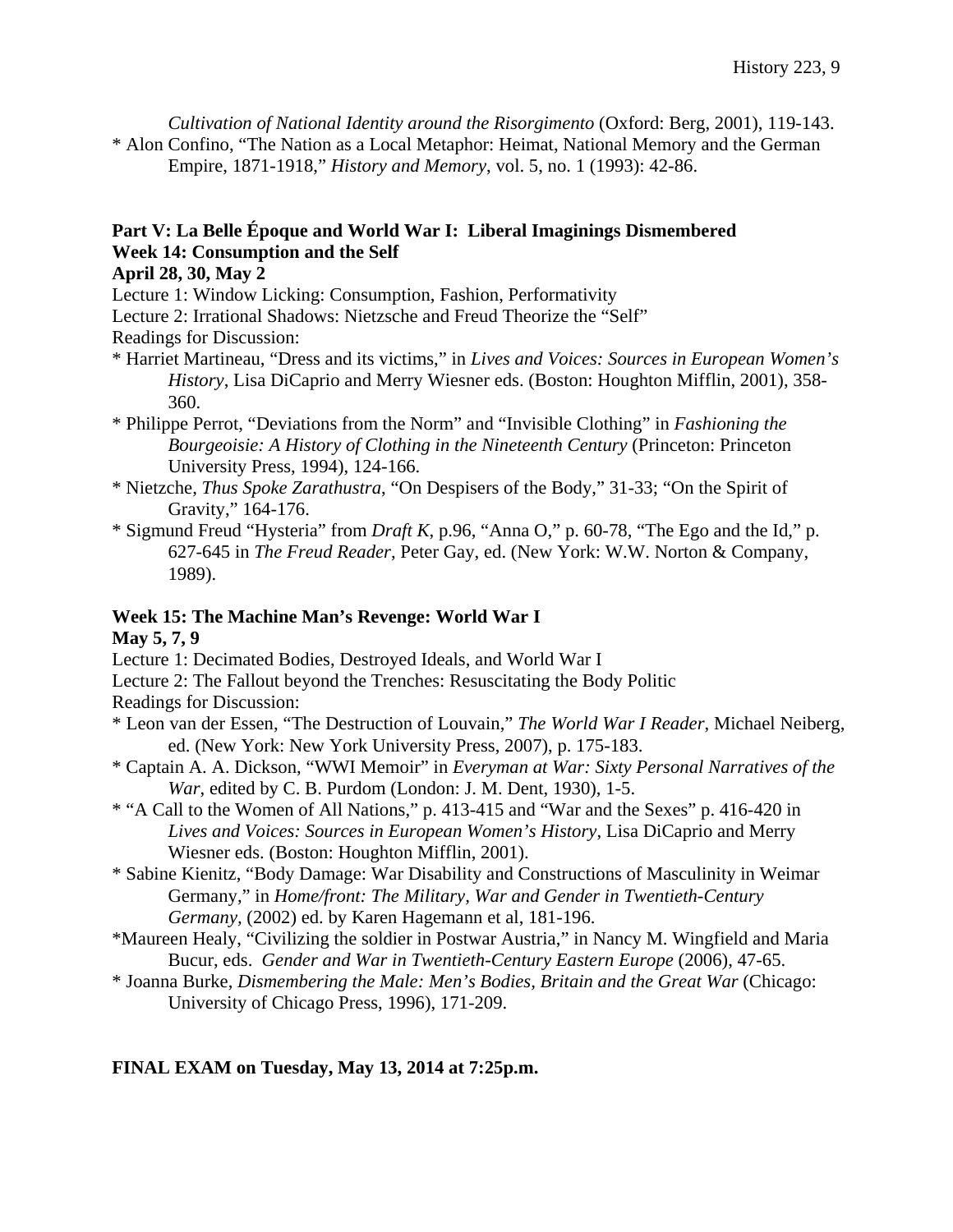*Cultivation of National Identity around the Risorgimento* (Oxford: Berg, 2001), 119-143.

* Alon Confino, "The Nation as a Local Metaphor: Heimat, National Memory and the German Empire, 1871-1918," *History and Memory*, vol. 5, no. 1 (1993): 42-86.

**Part V: La Belle Époque and World War I: Liberal Imaginings Dismembered**
**Week 14: Consumption and the Self**
**April 28, 30, May 2**

Lecture 1: Window Licking: Consumption, Fashion, Performativity
Lecture 2: Irrational Shadows: Nietzsche and Freud Theorize the "Self"
Readings for Discussion:

* Harriet Martineau, "Dress and its victims," in *Lives and Voices: Sources in European Women's History*, Lisa DiCaprio and Merry Wiesner eds. (Boston: Houghton Mifflin, 2001), 358-360.
* Philippe Perrot, "Deviations from the Norm" and "Invisible Clothing" in *Fashioning the Bourgeoisie: A History of Clothing in the Nineteenth Century* (Princeton: Princeton University Press, 1994), 124-166.
* Nietzche, *Thus Spoke Zarathustra*, "On Despisers of the Body," 31-33; "On the Spirit of Gravity," 164-176.
* Sigmund Freud "Hysteria" from *Draft K*, p.96, "Anna O," p. 60-78, "The Ego and the Id," p. 627-645 in *The Freud Reader*, Peter Gay, ed. (New York: W.W. Norton & Company, 1989).

**Week 15: The Machine Man's Revenge: World War I**
**May 5, 7, 9**

Lecture 1: Decimated Bodies, Destroyed Ideals, and World War I
Lecture 2: The Fallout beyond the Trenches: Resuscitating the Body Politic
Readings for Discussion:

* Leon van der Essen, "The Destruction of Louvain," *The World War I Reader*, Michael Neiberg, ed. (New York: New York University Press, 2007), p. 175-183.
* Captain A. A. Dickson, "WWI Memoir" in *Everyman at War: Sixty Personal Narratives of the War*, edited by C. B. Purdom (London: J. M. Dent, 1930), 1-5.
* "A Call to the Women of All Nations," p. 413-415 and "War and the Sexes" p. 416-420 in *Lives and Voices: Sources in European Women's History*, Lisa DiCaprio and Merry Wiesner eds. (Boston: Houghton Mifflin, 2001).
* Sabine Kienitz, "Body Damage: War Disability and Constructions of Masculinity in Weimar Germany," in *Home/front: The Military, War and Gender in Twentieth-Century Germany*, (2002) ed. by Karen Hagemann et al, 181-196.
* Maureen Healy, "Civilizing the soldier in Postwar Austria," in Nancy M. Wingfield and Maria Bucur, eds. *Gender and War in Twentieth-Century Eastern Europe* (2006), 47-65.
* Joanna Burke, *Dismembering the Male: Men's Bodies, Britain and the Great War* (Chicago: University of Chicago Press, 1996), 171-209.

**FINAL EXAM on Tuesday, May 13, 2014 at 7:25p.m.**